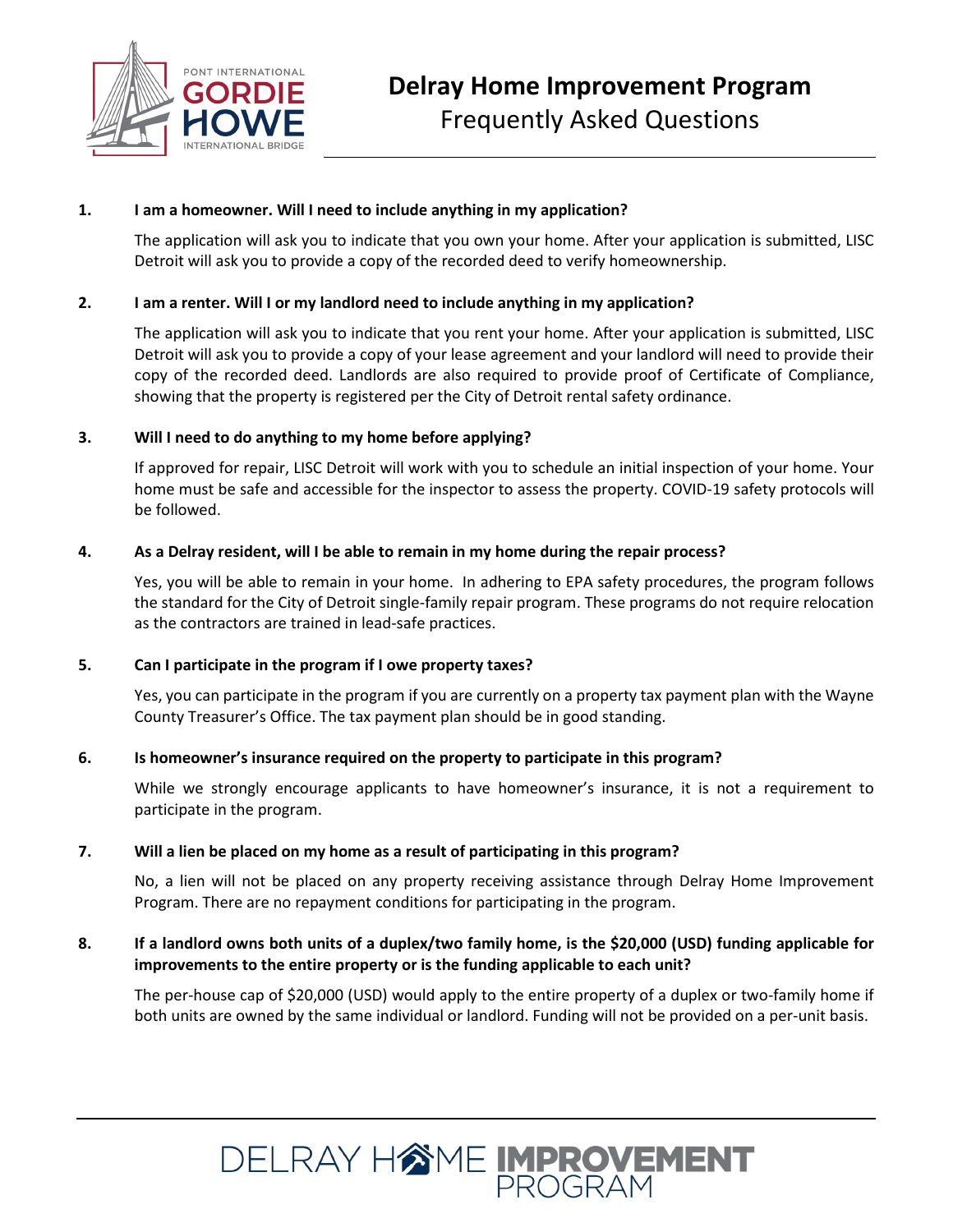# Delray Home Improvement Program

## Frequently Asked Questions

**1. I am a homeowner. Will I need to include anything in my application?**

The application will ask you to indicate that you own your home. After your application is submitted, LISC Detroit will ask you to provide a copy of the recorded deed to verify homeownership.

**2. I am a renter. Will I or my landlord need to include anything in my application?**

The application will ask you to indicate that you rent your home. After your application is submitted, LISC Detroit will ask you to provide a copy of your lease agreement and your landlord will need to provide their copy of the recorded deed. Landlords are also required to provide proof of Certificate of Compliance, showing that the property is registered per the City of Detroit rental safety ordinance.

**3. Will I need to do anything to my home before applying?**

If approved for repair, LISC Detroit will work with you to schedule an initial inspection of your home. Your home must be safe and accessible for the inspector to assess the property. COVID-19 safety protocols will be followed.

**4. As a Delray resident, will I be able to remain in my home during the repair process?**

Yes, you will be able to remain in your home. In adhering to EPA safety procedures, the program follows the standard for the City of Detroit single-family repair program. These programs do not require relocation as the contractors are trained in lead-safe practices.

**5. Can I participate in the program if I owe property taxes?**

Yes, you can participate in the program if you are currently on a property tax payment plan with the Wayne County Treasurer's Office. The tax payment plan should be in good standing.

**6. Is homeowner's insurance required on the property to participate in this program?**

While we strongly encourage applicants to have homeowner's insurance, it is not a requirement to participate in the program.

**7. Will a lien be placed on my home as a result of participating in this program?**

No, a lien will not be placed on any property receiving assistance through Delray Home Improvement Program. There are no repayment conditions for participating in the program.

**8. If a landlord owns both units of a duplex/two family home, is the $20,000 (USD) funding applicable for improvements to the entire property or is the funding applicable to each unit?**

The per-house cap of $20,000 (USD) would apply to the entire property of a duplex or two-family home if both units are owned by the same individual or landlord. Funding will not be provided on a per-unit basis.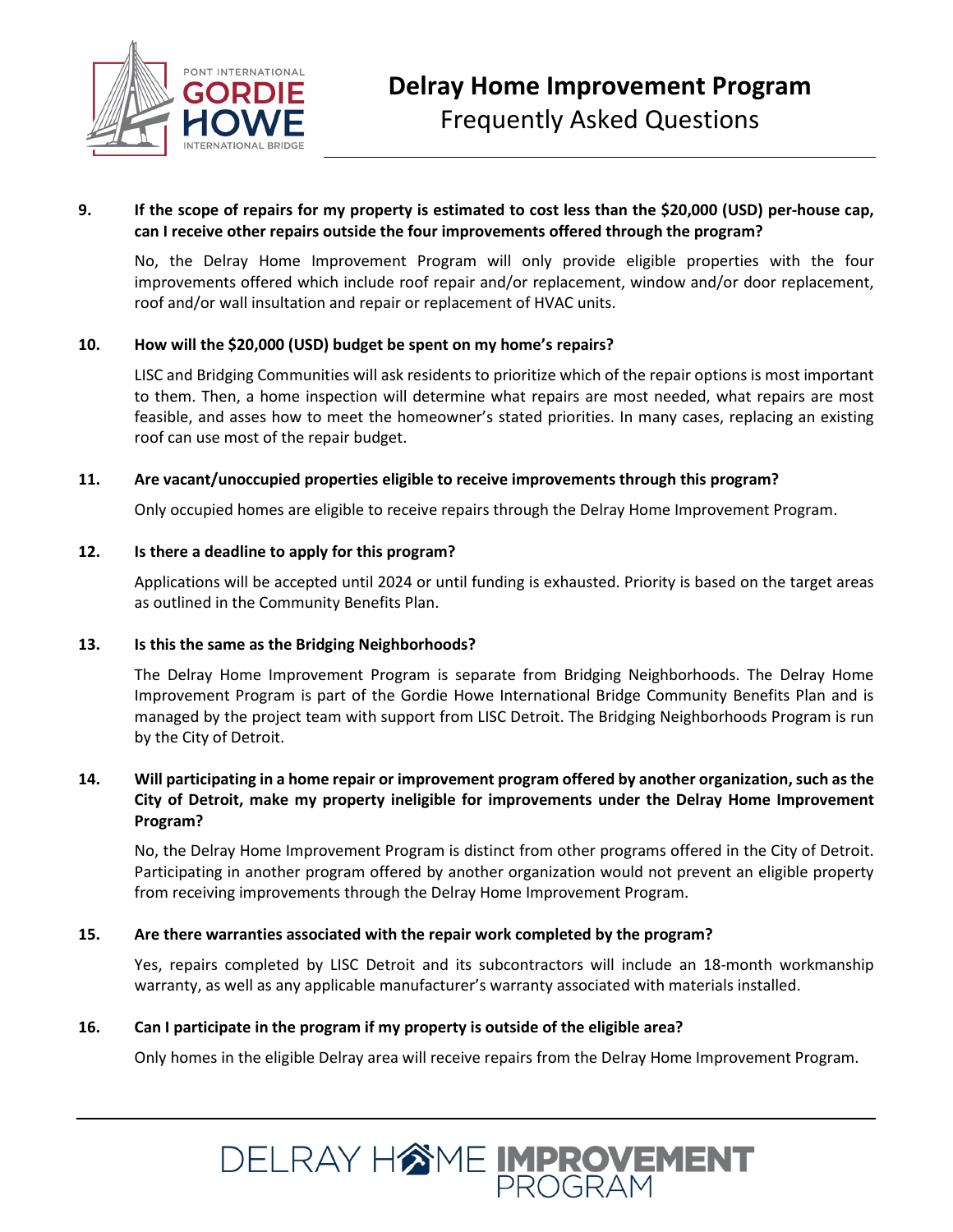**9. If the scope of repairs for my property is estimated to cost less than the $20,000 (USD) per-house cap, can I receive other repairs outside the four improvements offered through the program?**

No, the Delray Home Improvement Program will only provide eligible properties with the four improvements offered which include roof repair and/or replacement, window and/or door replacement, roof and/or wall insultation and repair or replacement of HVAC units.

**10. How will the $20,000 (USD) budget be spent on my home's repairs?**

LISC and Bridging Communities will ask residents to prioritize which of the repair options is most important to them. Then, a home inspection will determine what repairs are most needed, what repairs are most feasible, and asses how to meet the homeowner's stated priorities. In many cases, replacing an existing roof can use most of the repair budget.

**11. Are vacant/unoccupied properties eligible to receive improvements through this program?**

Only occupied homes are eligible to receive repairs through the Delray Home Improvement Program.

**12. Is there a deadline to apply for this program?**

Applications will be accepted until 2024 or until funding is exhausted. Priority is based on the target areas as outlined in the Community Benefits Plan.

**13. Is this the same as the Bridging Neighborhoods?**

The Delray Home Improvement Program is separate from Bridging Neighborhoods. The Delray Home Improvement Program is part of the Gordie Howe International Bridge Community Benefits Plan and is managed by the project team with support from LISC Detroit. The Bridging Neighborhoods Program is run by the City of Detroit.

**14. Will participating in a home repair or improvement program offered by another organization, such as the City of Detroit, make my property ineligible for improvements under the Delray Home Improvement Program?**

No, the Delray Home Improvement Program is distinct from other programs offered in the City of Detroit. Participating in another program offered by another organization would not prevent an eligible property from receiving improvements through the Delray Home Improvement Program.

**15. Are there warranties associated with the repair work completed by the program?**

Yes, repairs completed by LISC Detroit and its subcontractors will include an 18-month workmanship warranty, as well as any applicable manufacturer's warranty associated with materials installed.

**16. Can I participate in the program if my property is outside of the eligible area?**

Only homes in the eligible Delray area will receive repairs from the Delray Home Improvement Program.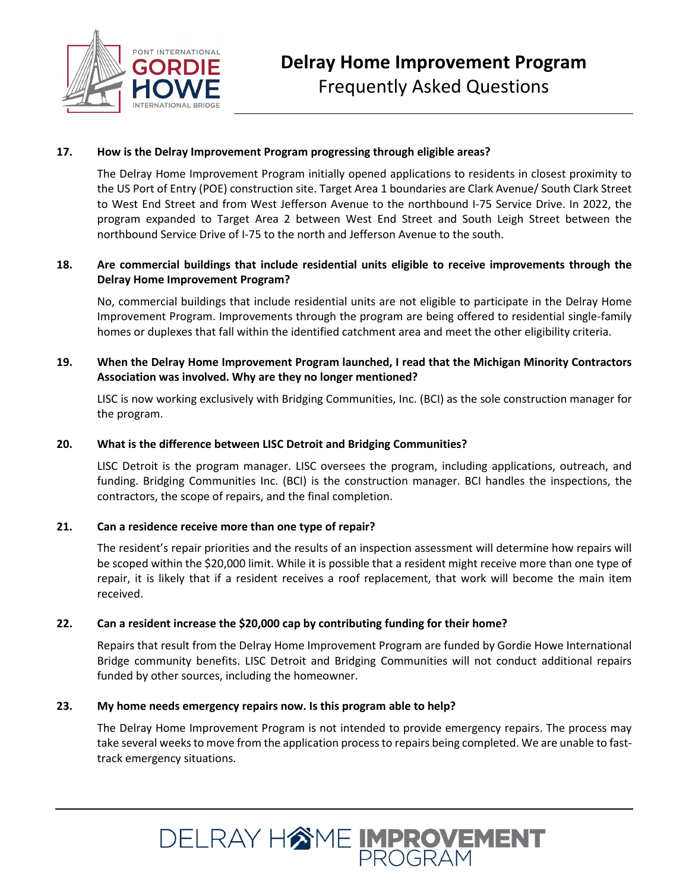**17. How is the Delray Improvement Program progressing through eligible areas?**

The Delray Home Improvement Program initially opened applications to residents in closest proximity to the US Port of Entry (POE) construction site. Target Area 1 boundaries are Clark Avenue/ South Clark Street to West End Street and from West Jefferson Avenue to the northbound I-75 Service Drive. In 2022, the program expanded to Target Area 2 between West End Street and South Leigh Street between the northbound Service Drive of I-75 to the north and Jefferson Avenue to the south.

**18. Are commercial buildings that include residential units eligible to receive improvements through the Delray Home Improvement Program?**

No, commercial buildings that include residential units are not eligible to participate in the Delray Home Improvement Program. Improvements through the program are being offered to residential single-family homes or duplexes that fall within the identified catchment area and meet the other eligibility criteria.

**19. When the Delray Home Improvement Program launched, I read that the Michigan Minority Contractors Association was involved. Why are they no longer mentioned?**

LISC is now working exclusively with Bridging Communities, Inc. (BCI) as the sole construction manager for the program.

**20. What is the difference between LISC Detroit and Bridging Communities?**

LISC Detroit is the program manager. LISC oversees the program, including applications, outreach, and funding. Bridging Communities Inc. (BCI) is the construction manager. BCI handles the inspections, the contractors, the scope of repairs, and the final completion.

**21. Can a residence receive more than one type of repair?**

The resident's repair priorities and the results of an inspection assessment will determine how repairs will be scoped within the $20,000 limit. While it is possible that a resident might receive more than one type of repair, it is likely that if a resident receives a roof replacement, that work will become the main item received.

**22. Can a resident increase the $20,000 cap by contributing funding for their home?**

Repairs that result from the Delray Home Improvement Program are funded by Gordie Howe International Bridge community benefits. LISC Detroit and Bridging Communities will not conduct additional repairs funded by other sources, including the homeowner.

**23. My home needs emergency repairs now. Is this program able to help?**

The Delray Home Improvement Program is not intended to provide emergency repairs. The process may take several weeks to move from the application process to repairs being completed. We are unable to fast-track emergency situations.